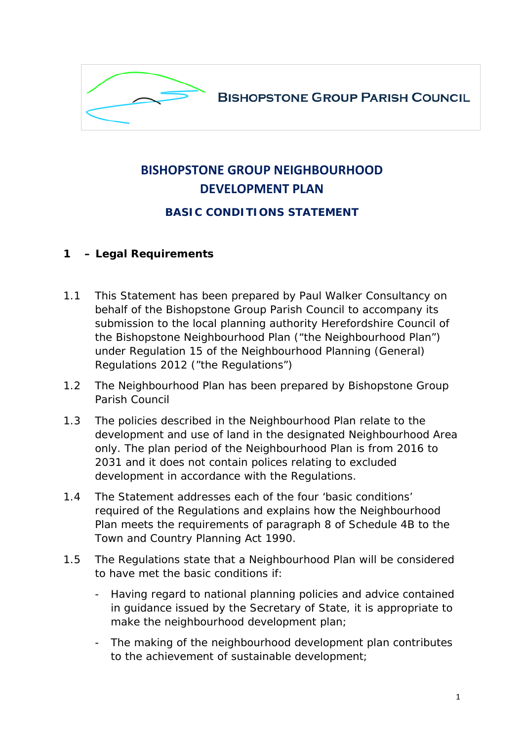**Bishopstone Group Parish Council**

# BISHOPSTONE GROUP NEIGHBOURHOOD DEVELOPMENT PLAN

## BASIC CONDITIONS STATEMENT

### 1 – Legal Requirements

1.1 This Statement has been prepared by Paul Walker Consultancy on behalf of the Bishopstone Group Parish Council to accompany its submission to the local planning authority Herefordshire Council of the Bishopstone Neighbourhood Plan ("the Neighbourhood Plan") under Regulation 15 of the Neighbourhood Planning (General) Regulations 2012 ("the Regulations")

1.2 The Neighbourhood Plan has been prepared by Bishopstone Group Parish Council

1.3 The policies described in the Neighbourhood Plan relate to the development and use of land in the designated Neighbourhood Area only. The plan period of the Neighbourhood Plan is from 2016 to 2031 and it does not contain polices relating to excluded development in accordance with the Regulations.

1.4 The Statement addresses each of the four 'basic conditions' required of the Regulations and explains how the Neighbourhood Plan meets the requirements of paragraph 8 of Schedule 4B to the Town and Country Planning Act 1990.

1.5 The Regulations state that a Neighbourhood Plan will be considered to have met the basic conditions if:

- Having regard to national planning policies and advice contained in guidance issued by the Secretary of State, it is appropriate to make the neighbourhood development plan;
- The making of the neighbourhood development plan contributes to the achievement of sustainable development;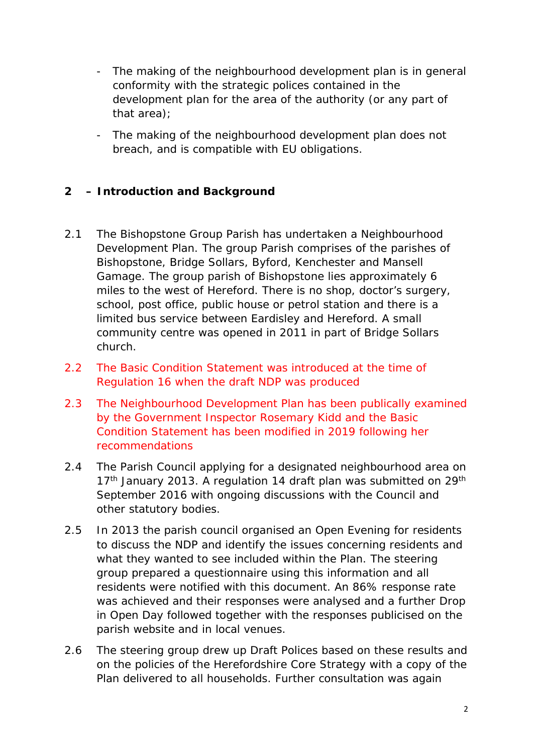- The making of the neighbourhood development plan is in general conformity with the strategic polices contained in the development plan for the area of the authority (or any part of that area);
- The making of the neighbourhood development plan does not breach, and is compatible with EU obligations.

## 2 – Introduction and Background

2.1 The Bishopstone Group Parish has undertaken a Neighbourhood Development Plan. The group Parish comprises of the parishes of Bishopstone, Bridge Sollars, Byford, Kenchester and Mansell Gamage. The group parish of Bishopstone lies approximately 6 miles to the west of Hereford. There is no shop, doctor's surgery, school, post office, public house or petrol station and there is a limited bus service between Eardisley and Hereford. A small community centre was opened in 2011 in part of Bridge Sollars church.

2.2 The Basic Condition Statement was introduced at the time of Regulation 16 when the draft NDP was produced

2.3 The Neighbourhood Development Plan has been publically examined by the Government Inspector Rosemary Kidd and the Basic Condition Statement has been modified in 2019 following her recommendations

2.4 The Parish Council applying for a designated neighbourhood area on 17th January 2013. A regulation 14 draft plan was submitted on 29th September 2016 with ongoing discussions with the Council and other statutory bodies.

2.5 In 2013 the parish council organised an Open Evening for residents to discuss the NDP and identify the issues concerning residents and what they wanted to see included within the Plan. The steering group prepared a questionnaire using this information and all residents were notified with this document. An 86% response rate was achieved and their responses were analysed and a further Drop in Open Day followed together with the responses publicised on the parish website and in local venues.

2.6 The steering group drew up Draft Polices based on these results and on the policies of the Herefordshire Core Strategy with a copy of the Plan delivered to all households. Further consultation was again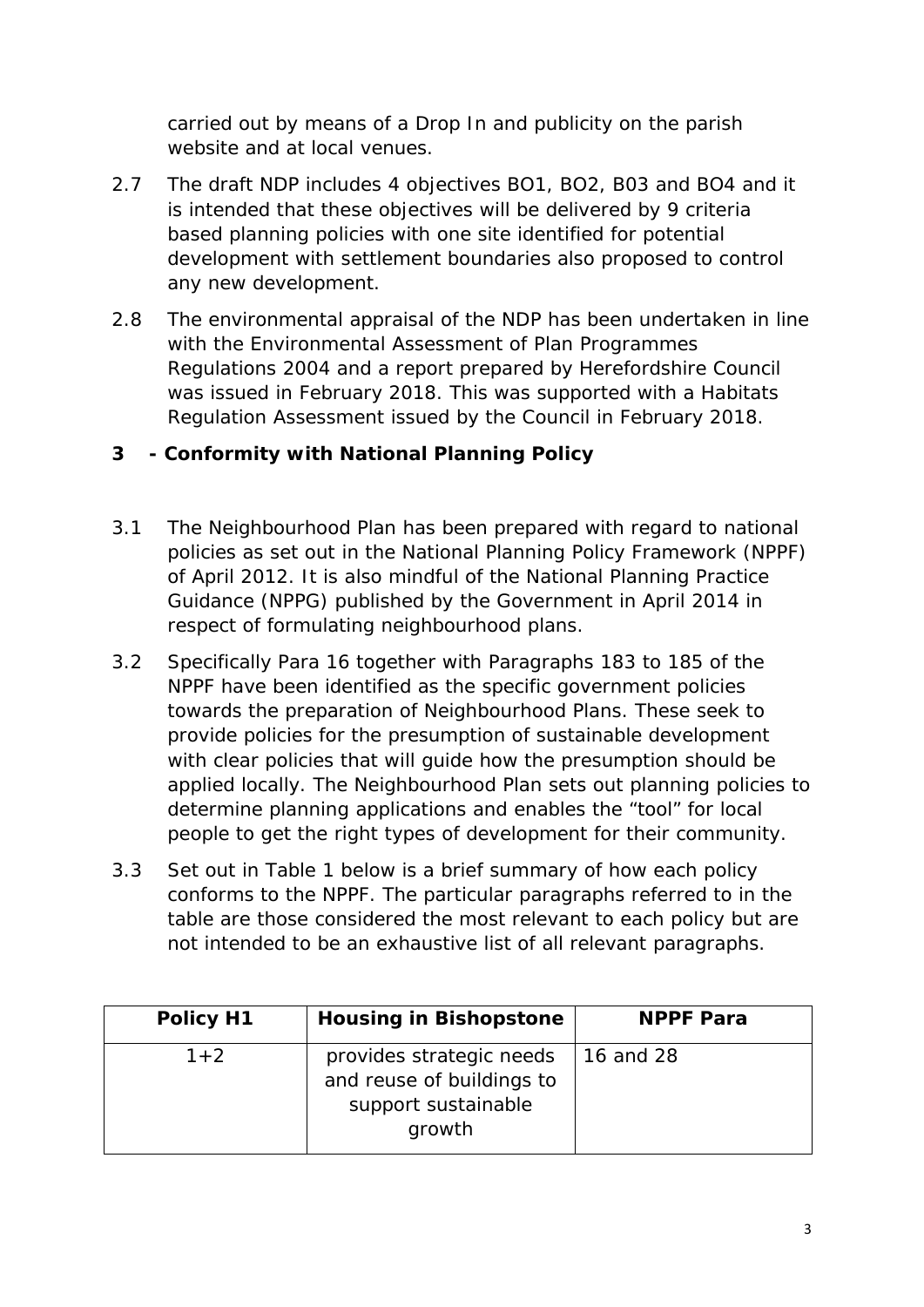carried out by means of a Drop In and publicity on the parish website and at local venues.

2.7 The draft NDP includes 4 objectives BO1, BO2, B03 and BO4 and it is intended that these objectives will be delivered by 9 criteria based planning policies with one site identified for potential development with settlement boundaries also proposed to control any new development.

2.8 The environmental appraisal of the NDP has been undertaken in line with the Environmental Assessment of Plan Programmes Regulations 2004 and a report prepared by Herefordshire Council was issued in February 2018. This was supported with a Habitats Regulation Assessment issued by the Council in February 2018.

## 3 - Conformity with National Planning Policy

3.1 The Neighbourhood Plan has been prepared with regard to national policies as set out in the National Planning Policy Framework (NPPF) of April 2012. It is also mindful of the National Planning Practice Guidance (NPPG) published by the Government in April 2014 in respect of formulating neighbourhood plans.

3.2 Specifically Para 16 together with Paragraphs 183 to 185 of the NPPF have been identified as the specific government policies towards the preparation of Neighbourhood Plans. These seek to provide policies for the presumption of sustainable development with clear policies that will guide how the presumption should be applied locally. The Neighbourhood Plan sets out planning policies to determine planning applications and enables the "tool" for local people to get the right types of development for their community.

3.3 Set out in Table 1 below is a brief summary of how each policy conforms to the NPPF. The particular paragraphs referred to in the table are those considered the most relevant to each policy but are not intended to be an exhaustive list of all relevant paragraphs.

| Policy H1 | Housing in Bishopstone | NPPF Para |
| --- | --- | --- |
| 1+2 | provides strategic needs and reuse of buildings to support sustainable growth | 16 and 28 |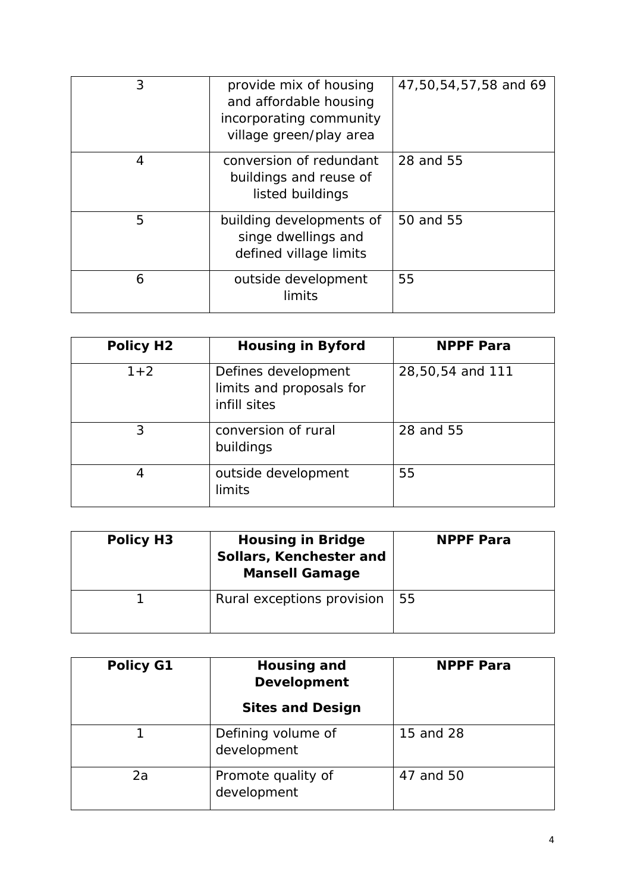| | | |
|---|---|---|
| 3 | provide mix of housing and affordable housing incorporating community village green/play area | 47,50,54,57,58 and 69 |
| 4 | conversion of redundant buildings and reuse of listed buildings | 28 and 55 |
| 5 | building developments of singe dwellings and defined village limits | 50 and 55 |
| 6 | outside development limits | 55 |

| **Policy H2** | **Housing in Byford** | **NPPF Para** |
|---|---|---|
| 1+2 | Defines development limits and proposals for infill sites | 28,50,54 and 111 |
| 3 | conversion of rural buildings | 28 and 55 |
| 4 | outside development limits | 55 |

| **Policy H3** | **Housing in Bridge Sollars, Kenchester and Mansell Gamage** | **NPPF Para** |
|---|---|---|
| 1 | Rural exceptions provision | 55 |

| **Policy G1** | **Housing and Development** **Sites and Design** | **NPPF Para** |
|---|---|---|
| 1 | Defining volume of development | 15 and 28 |
| 2a | Promote quality of development | 47 and 50 |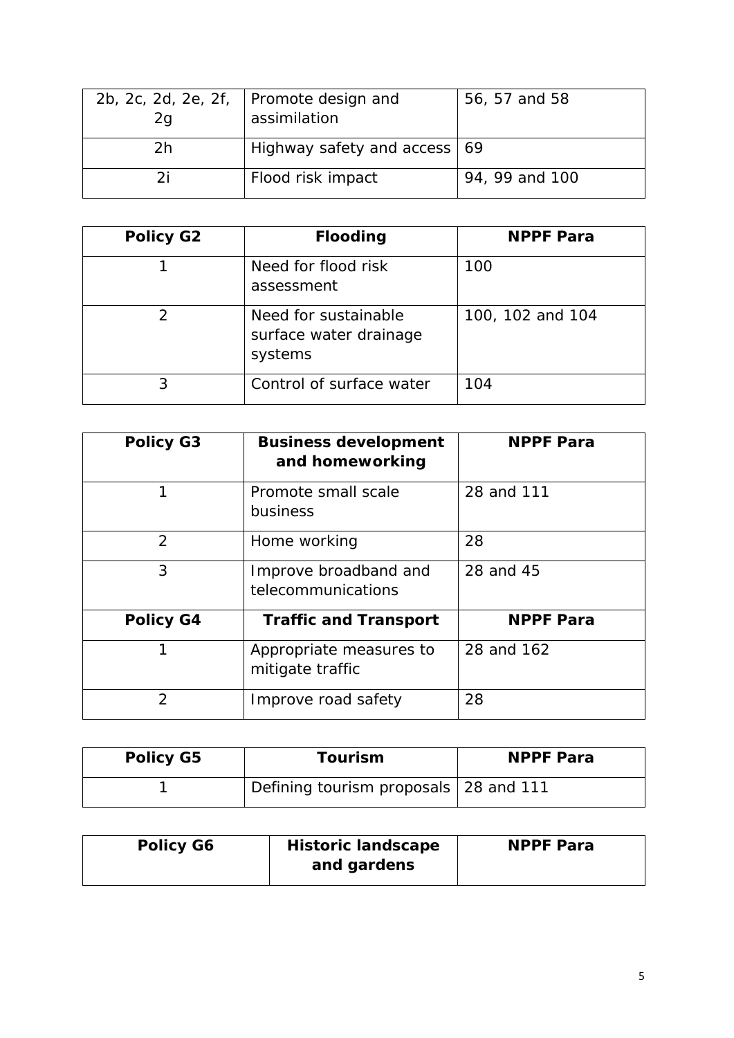| 2b, 2c, 2d, 2e, 2f, 2g | Promote design and assimilation | 56, 57 and 58 |
|---|---|---|
| 2h | Highway safety and access | 69 |
| 2i | Flood risk impact | 94, 99 and 100 |

| Policy G2 | Flooding | NPPF Para |
|---|---|---|
| 1 | Need for flood risk assessment | 100 |
| 2 | Need for sustainable surface water drainage systems | 100, 102 and 104 |
| 3 | Control of surface water | 104 |

| Policy G3 | Business development and homeworking | NPPF Para |
|---|---|---|
| 1 | Promote small scale business | 28 and 111 |
| 2 | Home working | 28 |
| 3 | Improve broadband and telecommunications | 28 and 45 |
| **Policy G4** | **Traffic and Transport** | **NPPF Para** |
| 1 | Appropriate measures to mitigate traffic | 28 and 162 |
| 2 | Improve road safety | 28 |

| Policy G5 | Tourism | NPPF Para |
|---|---|---|
| 1 | Defining tourism proposals | 28 and 111 |

| Policy G6 | Historic landscape and gardens | NPPF Para |
|---|---|---|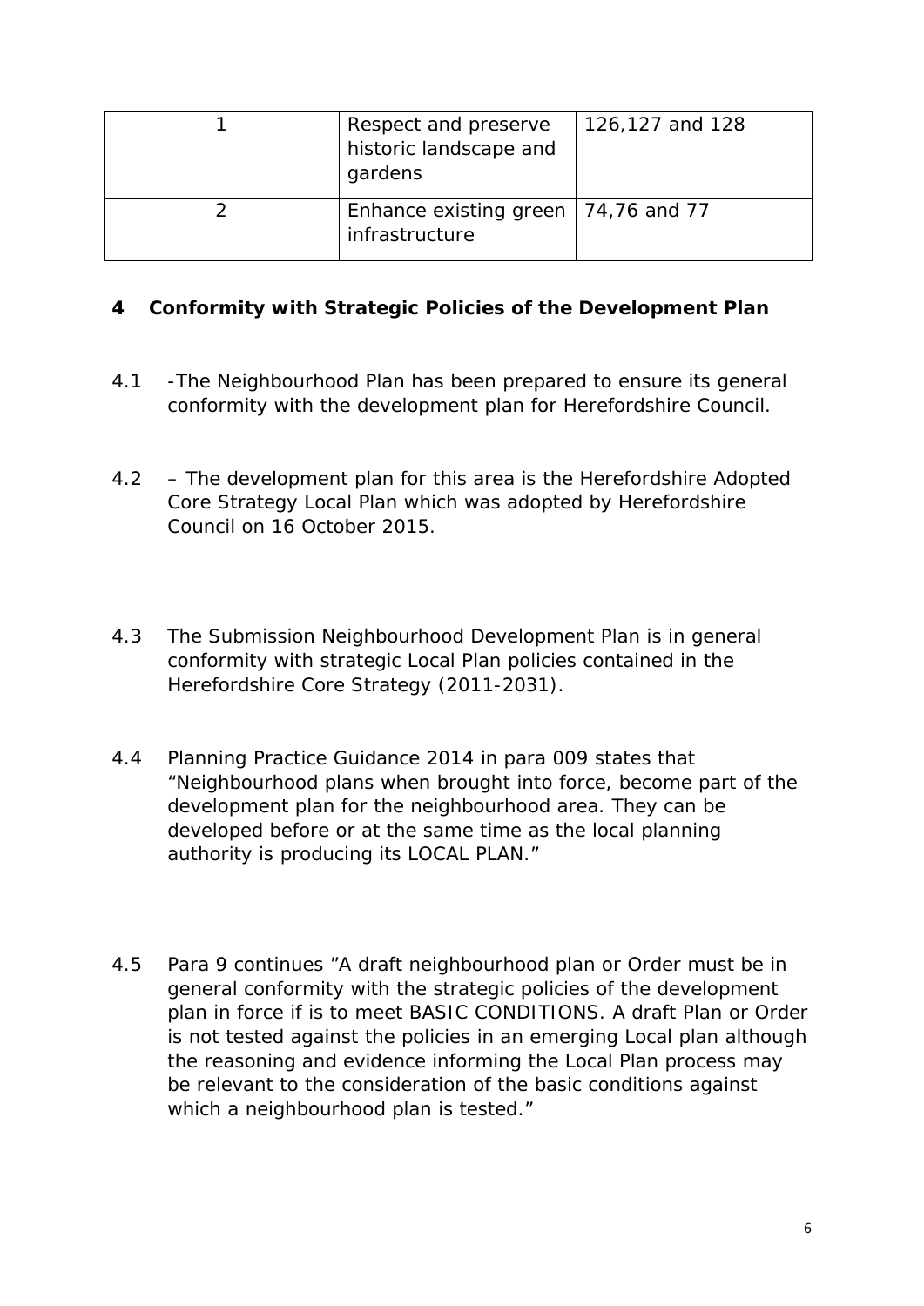| 1 | Respect and preserve historic landscape and gardens | 126,127 and 128 |
|---|---|---|
| 2 | Enhance existing green infrastructure | 74,76 and 77 |

## 4 Conformity with Strategic Policies of the Development Plan

4.1 -The Neighbourhood Plan has been prepared to ensure its general conformity with the development plan for Herefordshire Council.

4.2 – The development plan for this area is the Herefordshire Adopted Core Strategy Local Plan which was adopted by Herefordshire Council on 16 October 2015.

4.3 The Submission Neighbourhood Development Plan is in general conformity with strategic Local Plan policies contained in the Herefordshire Core Strategy (2011-2031).

4.4 Planning Practice Guidance 2014 in para 009 states that "Neighbourhood plans when brought into force, become part of the development plan for the neighbourhood area. They can be developed before or at the same time as the local planning authority is producing its LOCAL PLAN."

4.5 Para 9 continues "A draft neighbourhood plan or Order must be in general conformity with the strategic policies of the development plan in force if is to meet BASIC CONDITIONS. A draft Plan or Order is not tested against the policies in an emerging Local plan although the reasoning and evidence informing the Local Plan process may be relevant to the consideration of the basic conditions against which a neighbourhood plan is tested."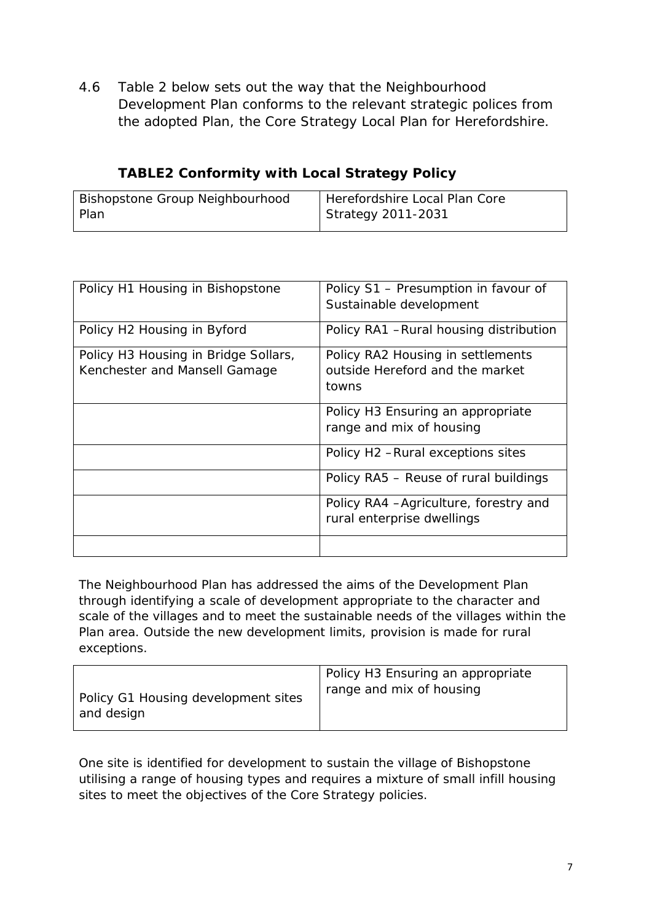4.6 Table 2 below sets out the way that the Neighbourhood Development Plan conforms to the relevant strategic polices from the adopted Plan, the Core Strategy Local Plan for Herefordshire.

**TABLE2 Conformity with Local Strategy Policy**

| Bishopstone Group Neighbourhood Plan | Herefordshire Local Plan Core Strategy 2011-2031 |
|---|---|

| | |
|---|---|
| Policy H1 Housing in Bishopstone | Policy S1 – Presumption in favour of Sustainable development |
| Policy H2 Housing in Byford | Policy RA1 – Rural housing distribution |
| Policy H3 Housing in Bridge Sollars, Kenchester and Mansell Gamage | Policy RA2 Housing in settlements outside Hereford and the market towns |
| | Policy H3 Ensuring an appropriate range and mix of housing |
| | Policy H2 – Rural exceptions sites |
| | Policy RA5 – Reuse of rural buildings |
| | Policy RA4 – Agriculture, forestry and rural enterprise dwellings |
| | |

The Neighbourhood Plan has addressed the aims of the Development Plan through identifying a scale of development appropriate to the character and scale of the villages and to meet the sustainable needs of the villages within the Plan area. Outside the new development limits, provision is made for rural exceptions.

| | |
|---|---|
| Policy G1 Housing development sites and design | Policy H3 Ensuring an appropriate range and mix of housing |

One site is identified for development to sustain the village of Bishopstone utilising a range of housing types and requires a mixture of small infill housing sites to meet the objectives of the Core Strategy policies.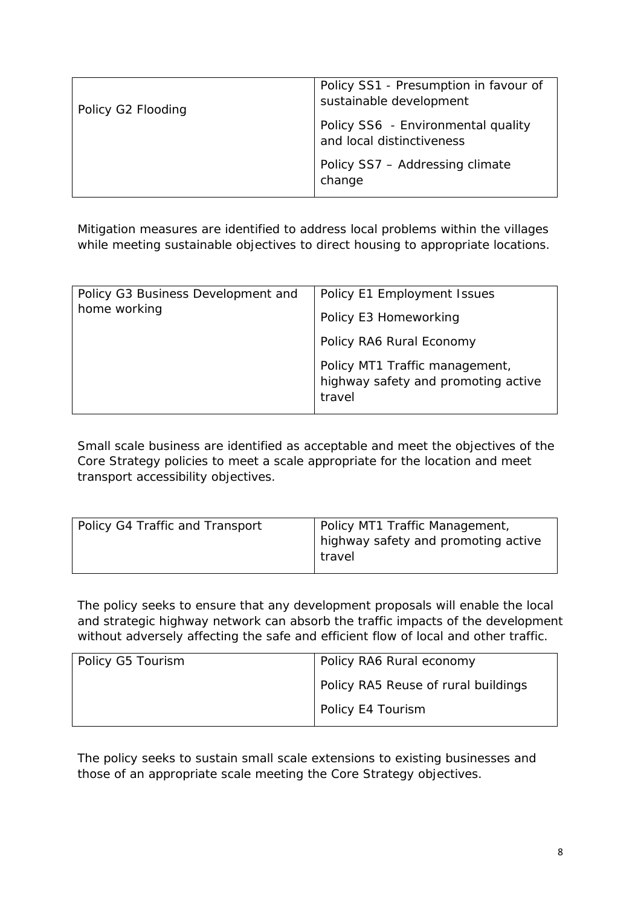| Policy G2 Flooding | Policy SS1 - Presumption in favour of sustainable development<br>Policy SS6 - Environmental quality and local distinctiveness<br>Policy SS7 – Addressing climate change |
|---|---|

Mitigation measures are identified to address local problems within the villages while meeting sustainable objectives to direct housing to appropriate locations.

| Policy G3 Business Development and home working | Policy E1 Employment Issues<br>Policy E3 Homeworking<br>Policy RA6 Rural Economy<br>Policy MT1 Traffic management, highway safety and promoting active travel |
|---|---|

Small scale business are identified as acceptable and meet the objectives of the Core Strategy policies to meet a scale appropriate for the location and meet transport accessibility objectives.

| Policy G4 Traffic and Transport | Policy MT1 Traffic Management, highway safety and promoting active travel |
|---|---|

The policy seeks to ensure that any development proposals will enable the local and strategic highway network can absorb the traffic impacts of the development without adversely affecting the safe and efficient flow of local and other traffic.

| Policy G5 Tourism | Policy RA6 Rural economy<br>Policy RA5 Reuse of rural buildings<br>Policy E4 Tourism |
|---|---|

The policy seeks to sustain small scale extensions to existing businesses and those of an appropriate scale meeting the Core Strategy objectives.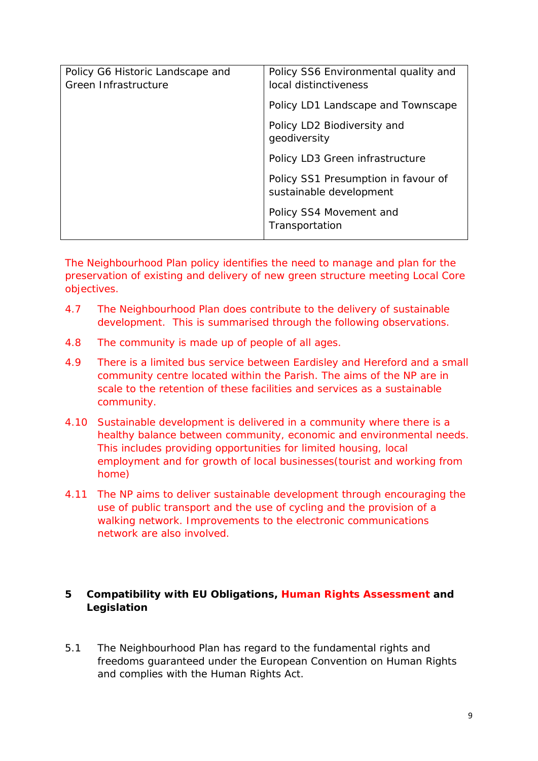| Policy G6 Historic Landscape and Green Infrastructure | Policy SS6 Environmental quality and local distinctiveness<br><br>Policy LD1 Landscape and Townscape<br><br>Policy LD2 Biodiversity and geodiversity<br><br>Policy LD3 Green infrastructure<br><br>Policy SS1 Presumption in favour of sustainable development<br><br>Policy SS4 Movement and Transportation |
|---|---|

The Neighbourhood Plan policy identifies the need to manage and plan for the preservation of existing and delivery of new green structure meeting Local Core objectives.

4.7 The Neighbourhood Plan does contribute to the delivery of sustainable development. This is summarised through the following observations.

4.8 The community is made up of people of all ages.

4.9 There is a limited bus service between Eardisley and Hereford and a small community centre located within the Parish. The aims of the NP are in scale to the retention of these facilities and services as a sustainable community.

4.10 Sustainable development is delivered in a community where there is a healthy balance between community, economic and environmental needs. This includes providing opportunities for limited housing, local employment and for growth of local businesses(tourist and working from home)

4.11 The NP aims to deliver sustainable development through encouraging the use of public transport and the use of cycling and the provision of a walking network. Improvements to the electronic communications network are also involved.

## 5 Compatibility with EU Obligations, Human Rights Assessment and Legislation

5.1 The Neighbourhood Plan has regard to the fundamental rights and freedoms guaranteed under the European Convention on Human Rights and complies with the Human Rights Act.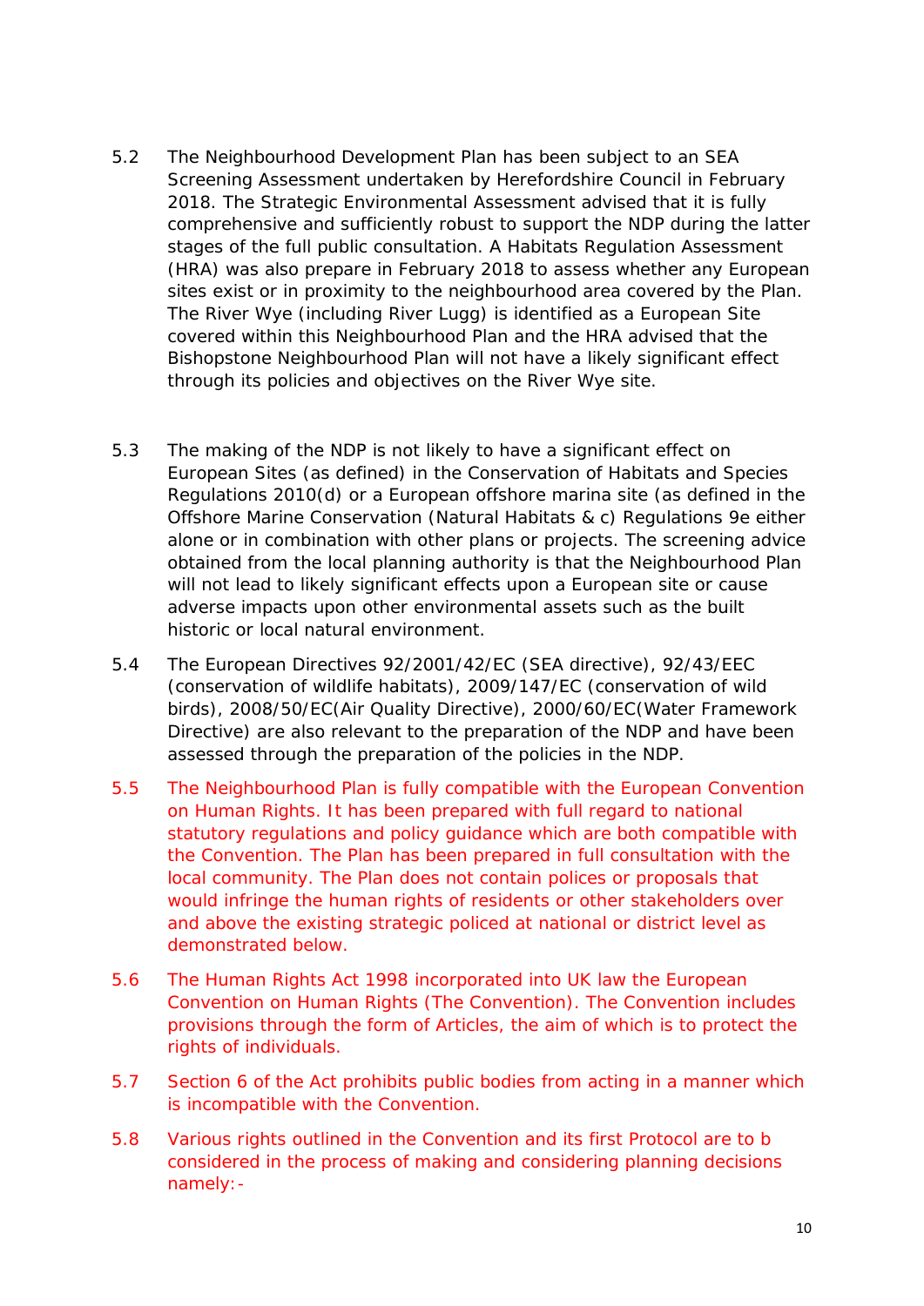5.2 The Neighbourhood Development Plan has been subject to an SEA Screening Assessment undertaken by Herefordshire Council in February 2018. The Strategic Environmental Assessment advised that it is fully comprehensive and sufficiently robust to support the NDP during the latter stages of the full public consultation. A Habitats Regulation Assessment (HRA) was also prepare in February 2018 to assess whether any European sites exist or in proximity to the neighbourhood area covered by the Plan. The River Wye (including River Lugg) is identified as a European Site covered within this Neighbourhood Plan and the HRA advised that the Bishopstone Neighbourhood Plan will not have a likely significant effect through its policies and objectives on the River Wye site.

5.3 The making of the NDP is not likely to have a significant effect on European Sites (as defined) in the Conservation of Habitats and Species Regulations 2010(d) or a European offshore marina site (as defined in the Offshore Marine Conservation (Natural Habitats & c) Regulations 9e either alone or in combination with other plans or projects. The screening advice obtained from the local planning authority is that the Neighbourhood Plan will not lead to likely significant effects upon a European site or cause adverse impacts upon other environmental assets such as the built historic or local natural environment.

5.4 The European Directives 92/2001/42/EC (SEA directive), 92/43/EEC (conservation of wildlife habitats), 2009/147/EC (conservation of wild birds), 2008/50/EC(Air Quality Directive), 2000/60/EC(Water Framework Directive) are also relevant to the preparation of the NDP and have been assessed through the preparation of the policies in the NDP.

5.5 The Neighbourhood Plan is fully compatible with the European Convention on Human Rights. It has been prepared with full regard to national statutory regulations and policy guidance which are both compatible with the Convention. The Plan has been prepared in full consultation with the local community. The Plan does not contain polices or proposals that would infringe the human rights of residents or other stakeholders over and above the existing strategic policed at national or district level as demonstrated below.

5.6 The Human Rights Act 1998 incorporated into UK law the European Convention on Human Rights (The Convention). The Convention includes provisions through the form of Articles, the aim of which is to protect the rights of individuals.

5.7 Section 6 of the Act prohibits public bodies from acting in a manner which is incompatible with the Convention.

5.8 Various rights outlined in the Convention and its first Protocol are to b considered in the process of making and considering planning decisions namely:-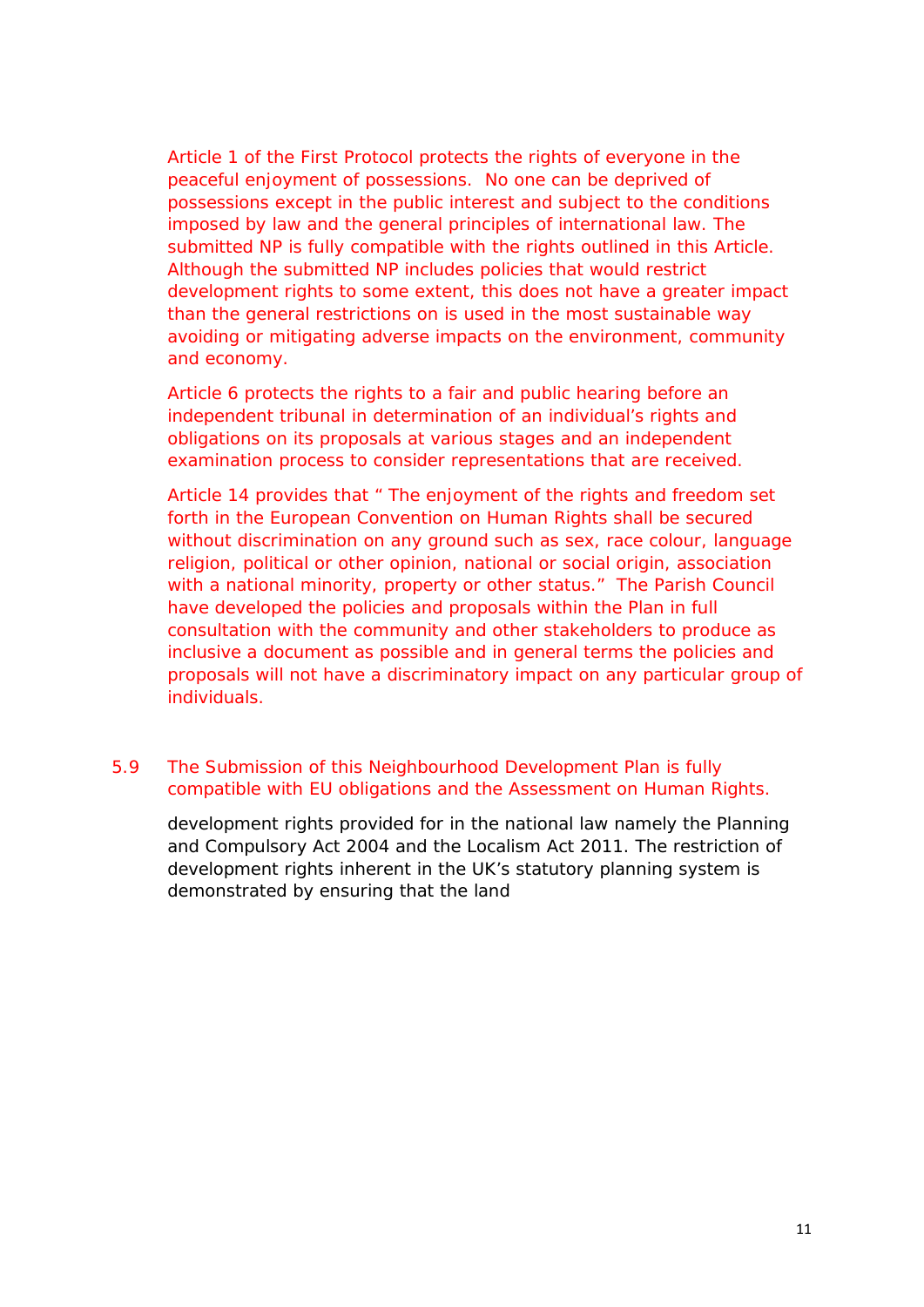Article 1 of the First Protocol protects the rights of everyone in the peaceful enjoyment of possessions. No one can be deprived of possessions except in the public interest and subject to the conditions imposed by law and the general principles of international law. The submitted NP is fully compatible with the rights outlined in this Article. Although the submitted NP includes policies that would restrict development rights to some extent, this does not have a greater impact than the general restrictions on is used in the most sustainable way avoiding or mitigating adverse impacts on the environment, community and economy.

Article 6 protects the rights to a fair and public hearing before an independent tribunal in determination of an individual's rights and obligations on its proposals at various stages and an independent examination process to consider representations that are received.

Article 14 provides that " The enjoyment of the rights and freedom set forth in the European Convention on Human Rights shall be secured without discrimination on any ground such as sex, race colour, language religion, political or other opinion, national or social origin, association with a national minority, property or other status." The Parish Council have developed the policies and proposals within the Plan in full consultation with the community and other stakeholders to produce as inclusive a document as possible and in general terms the policies and proposals will not have a discriminatory impact on any particular group of individuals.

5.9 The Submission of this Neighbourhood Development Plan is fully compatible with EU obligations and the Assessment on Human Rights.

development rights provided for in the national law namely the Planning and Compulsory Act 2004 and the Localism Act 2011. The restriction of development rights inherent in the UK's statutory planning system is demonstrated by ensuring that the land